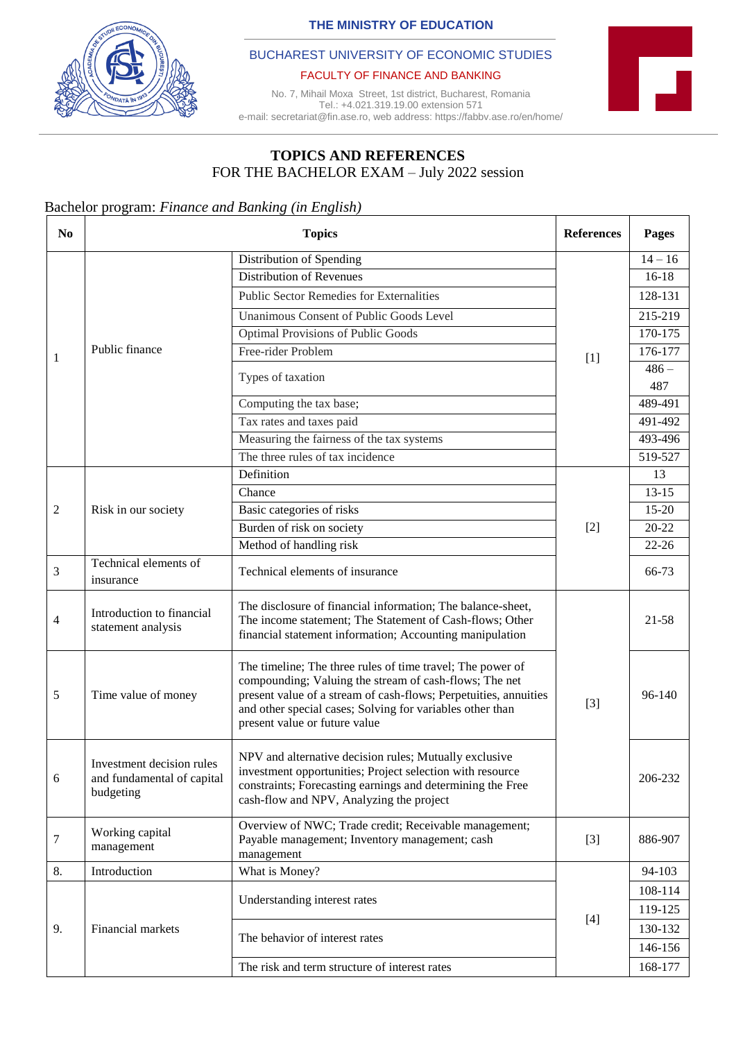THE MINISTRY OF EDUCATION

BUCHAREST UNIVERSITY OF ECONOMIC STUDIES

FACULTY OF FINANCE AND BANKING

No. 7, Mihail Moxa Street, 1st district, Bucharest, Romania
Tel.: +4.021.319.19.00 extension 571
e-mail: secretariat@fin.ase.ro, web address: https://fabbv.ase.ro/en/home/

# TOPICS AND REFERENCES

FOR THE BACHELOR EXAM – July 2022 session

Bachelor program: *Finance and Banking (in English)*

| No | Topics | | References | Pages |
|---|---|---|---|---|
| 1 | Public finance | Distribution of Spending | [1] | 14 – 16 |
| | | Distribution of Revenues | | 16-18 |
| | | Public Sector Remedies for Externalities | | 128-131 |
| | | Unanimous Consent of Public Goods Level | | 215-219 |
| | | Optimal Provisions of Public Goods | | 170-175 |
| | | Free-rider Problem | | 176-177 |
| | | Types of taxation | | 486 – 487 |
| | | Computing the tax base; | | 489-491 |
| | | Tax rates and taxes paid | | 491-492 |
| | | Measuring the fairness of the tax systems | | 493-496 |
| | | The three rules of tax incidence | | 519-527 |
| 2 | Risk in our society | Definition | [2] | 13 |
| | | Chance | | 13-15 |
| | | Basic categories of risks | | 15-20 |
| | | Burden of risk on society | | 20-22 |
| | | Method of handling risk | | 22-26 |
| 3 | Technical elements of insurance | Technical elements of insurance | | 66-73 |
| 4 | Introduction to financial statement analysis | The disclosure of financial information; The balance-sheet, The income statement; The Statement of Cash-flows; Other financial statement information; Accounting manipulation | [3] | 21-58 |
| 5 | Time value of money | The timeline; The three rules of time travel; The power of compounding; Valuing the stream of cash-flows; The net present value of a stream of cash-flows; Perpetuities, annuities and other special cases; Solving for variables other than present value or future value | | 96-140 |
| 6 | Investment decision rules and fundamental of capital budgeting | NPV and alternative decision rules; Mutually exclusive investment opportunities; Project selection with resource constraints; Forecasting earnings and determining the Free cash-flow and NPV, Analyzing the project | | 206-232 |
| 7 | Working capital management | Overview of NWC; Trade credit; Receivable management; Payable management; Inventory management; cash management | [3] | 886-907 |
| 8. | Introduction | What is Money? | [4] | 94-103 |
| 9. | Financial markets | Understanding interest rates | | 108-114 |
| | | | | 119-125 |
| | | The behavior of interest rates | | 130-132 |
| | | | | 146-156 |
| | | The risk and term structure of interest rates | | 168-177 |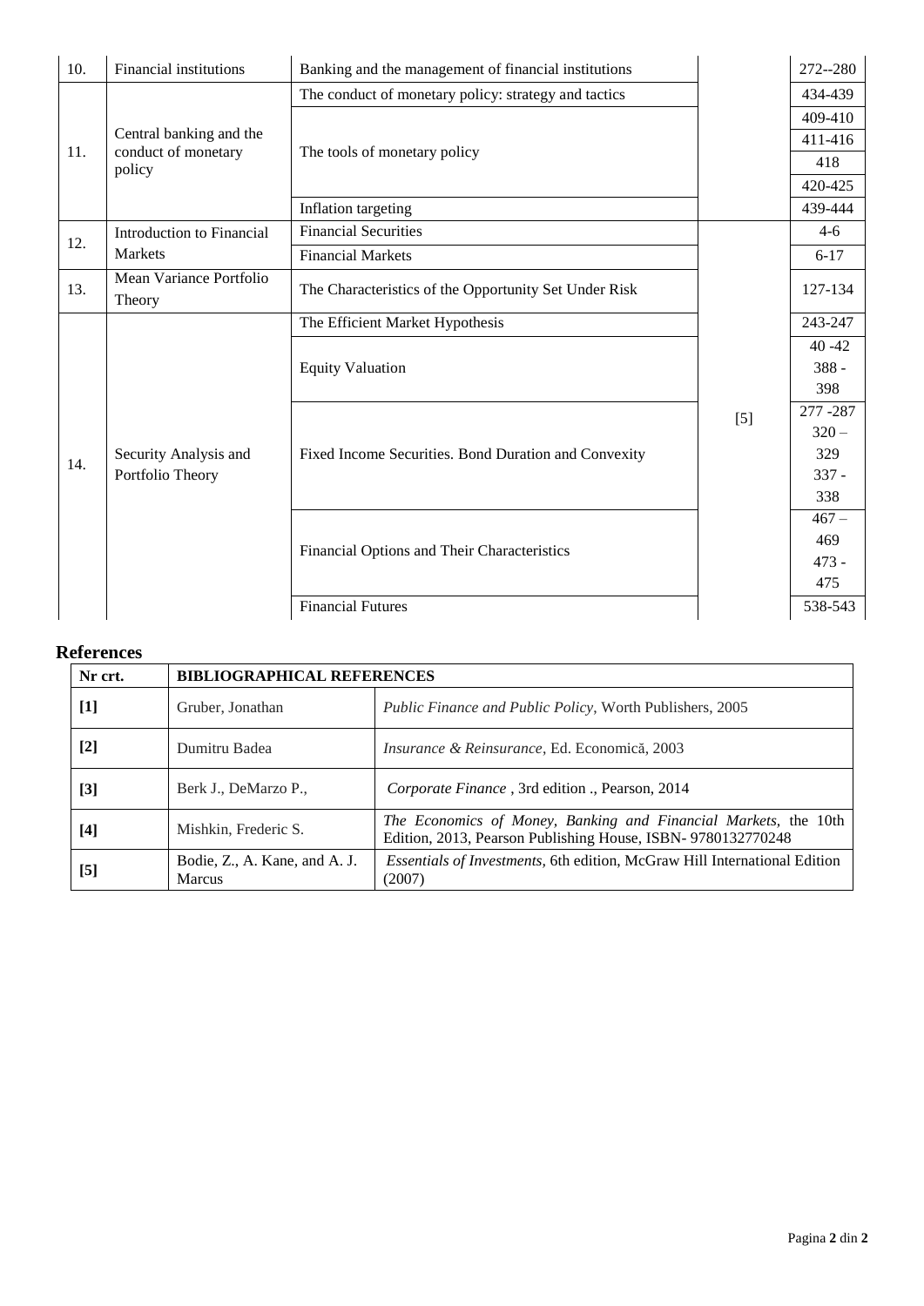| | | | | |
|---|---|---|---|---|
| 10. | Financial institutions | Banking and the management of financial institutions | | 272--280 |
| 11. | Central banking and the conduct of monetary policy | The conduct of monetary policy: strategy and tactics | | 434-439 |
| | | The tools of monetary policy | | 409-410 |
| | | | | 411-416 |
| | | | | 418 |
| | | | | 420-425 |
| | | Inflation targeting | | 439-444 |
| 12. | Introduction to Financial Markets | Financial Securities | [5] | 4-6 |
| | | Financial Markets | | 6-17 |
| 13. | Mean Variance Portfolio Theory | The Characteristics of the Opportunity Set Under Risk | | 127-134 |
| 14. | Security Analysis and Portfolio Theory | The Efficient Market Hypothesis | | 243-247 |
| | | Equity Valuation | | 40 -42<br>388 - 398 |
| | | Fixed Income Securities. Bond Duration and Convexity | | 277 -287<br>320 – 329<br>337 - 338 |
| | | Financial Options and Their Characteristics | | 467 – 469<br>473 - 475 |
| | | Financial Futures | | 538-543 |

## References

| Nr crt. | BIBLIOGRAPHICAL REFERENCES | |
|---|---|---|
| **[1]** | Gruber, Jonathan | *Public Finance and Public Policy*, Worth Publishers, 2005 |
| **[2]** | Dumitru Badea | *Insurance & Reinsurance*, Ed. Economică, 2003 |
| **[3]** | Berk J., DeMarzo P., | *Corporate Finance* , 3rd edition ., Pearson, 2014 |
| **[4]** | Mishkin, Frederic S. | *The Economics of Money, Banking and Financial Markets,* the 10th Edition, 2013, Pearson Publishing House, ISBN- 9780132770248 |
| **[5]** | Bodie, Z., A. Kane, and A. J. Marcus | *Essentials of Investments,* 6th edition, McGraw Hill International Edition (2007) |